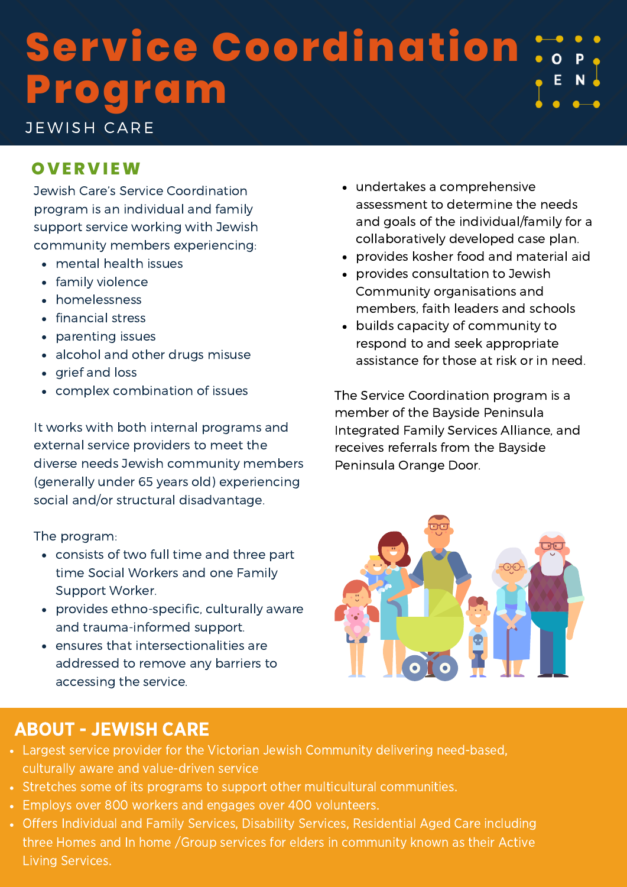# Service Coordination Program

JEWISH CARE

## OVERVIEW

Jewish Care's Service Coordination program is an individual and family support service working with Jewish community members experiencing:

- mental health issues
- family violence
- homelessness
- financial stress
- parenting issues
- alcohol and other drugs misuse
- grief and loss
- complex combination of issues

It works with both internal programs and external service providers to meet the diverse needs Jewish community members (generally under 65 years old) experiencing social and/or structural disadvantage.

The program:

- consists of two full time and three part time Social Workers and one Family Support Worker.
- provides ethno-specific, culturally aware and trauma-informed support.
- ensures that intersectionalities are addressed to remove any barriers to accessing the service.
- undertakes a comprehensive assessment to determine the needs and goals of the individual/family for a collaboratively developed case plan.
- provides kosher food and material aid
- provides consultation to Jewish Community organisations and members, faith leaders and schools
- builds capacity of community to respond to and seek appropriate assistance for those at risk or in need.

The Service Coordination program is a member of the Bayside Peninsula Integrated Family Services Alliance, and receives referrals from the Bayside Peninsula Orange Door.

## ABOUT - JEWISH CARE

- Largest service provider for the Victorian Jewish Community delivering need-based, culturally aware and value-driven service
- Stretches some of its programs to support other multicultural communities.
- Employs over 800 workers and engages over 400 volunteers.
- Offers Individual and Family Services, Disability Services, Residential Aged Care including three Homes and In home /Group services for elders in community known as their Active Living Services.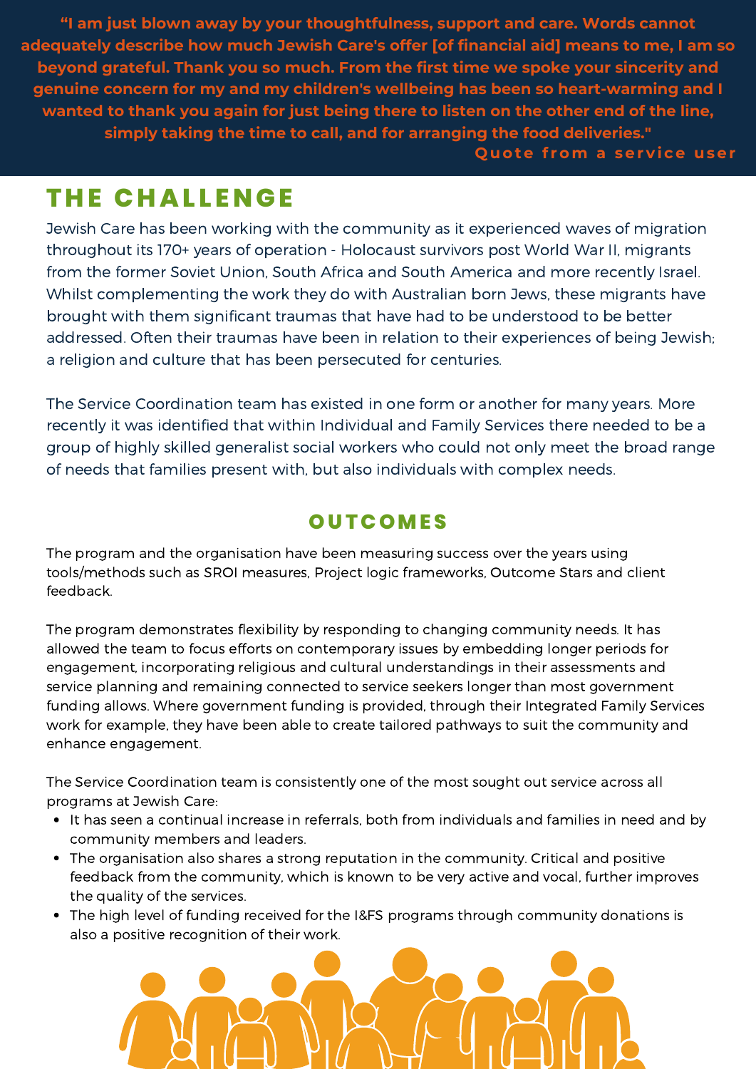**"I am just blown away by your thoughtfulness, support and care. Words cannot adequately describe how much Jewish Care's offer [of financial aid] means to me, I am so beyond grateful. Thank you so much. From the first time we spoke your sincerity and genuine concern for my and my children's wellbeing has been so heart-warming and I wanted to thank you again for just being there to listen on the other end of the line, simply taking the time to call, and for arranging the food deliveries."**

**Quote from a service user**

## THE CHALLENGE

Jewish Care has been working with the community as it experienced waves of migration throughout its 170+ years of operation - Holocaust survivors post World War II, migrants from the former Soviet Union, South Africa and South America and more recently Israel. Whilst complementing the work they do with Australian born Jews, these migrants have brought with them significant traumas that have had to be understood to be better addressed. Often their traumas have been in relation to their experiences of being Jewish; a religion and culture that has been persecuted for centuries.

The Service Coordination team has existed in one form or another for many years. More recently it was identified that within Individual and Family Services there needed to be a group of highly skilled generalist social workers who could not only meet the broad range of needs that families present with, but also individuals with complex needs.

## OUTCOMES

The program and the organisation have been measuring success over the years using tools/methods such as SROI measures, Project logic frameworks, Outcome Stars and client feedback.

The program demonstrates flexibility by responding to changing community needs. It has allowed the team to focus efforts on contemporary issues by embedding longer periods for engagement, incorporating religious and cultural understandings in their assessments and service planning and remaining connected to service seekers longer than most government funding allows. Where government funding is provided, through their Integrated Family Services work for example, they have been able to create tailored pathways to suit the community and enhance engagement.

The Service Coordination team is consistently one of the most sought out service across all programs at Jewish Care:

- It has seen a continual increase in referrals, both from individuals and families in need and by community members and leaders.
- The organisation also shares a strong reputation in the community. Critical and positive feedback from the community, which is known to be very active and vocal, further improves the quality of the services.
- The high level of funding received for the I&FS programs through community donations is also a positive recognition of their work.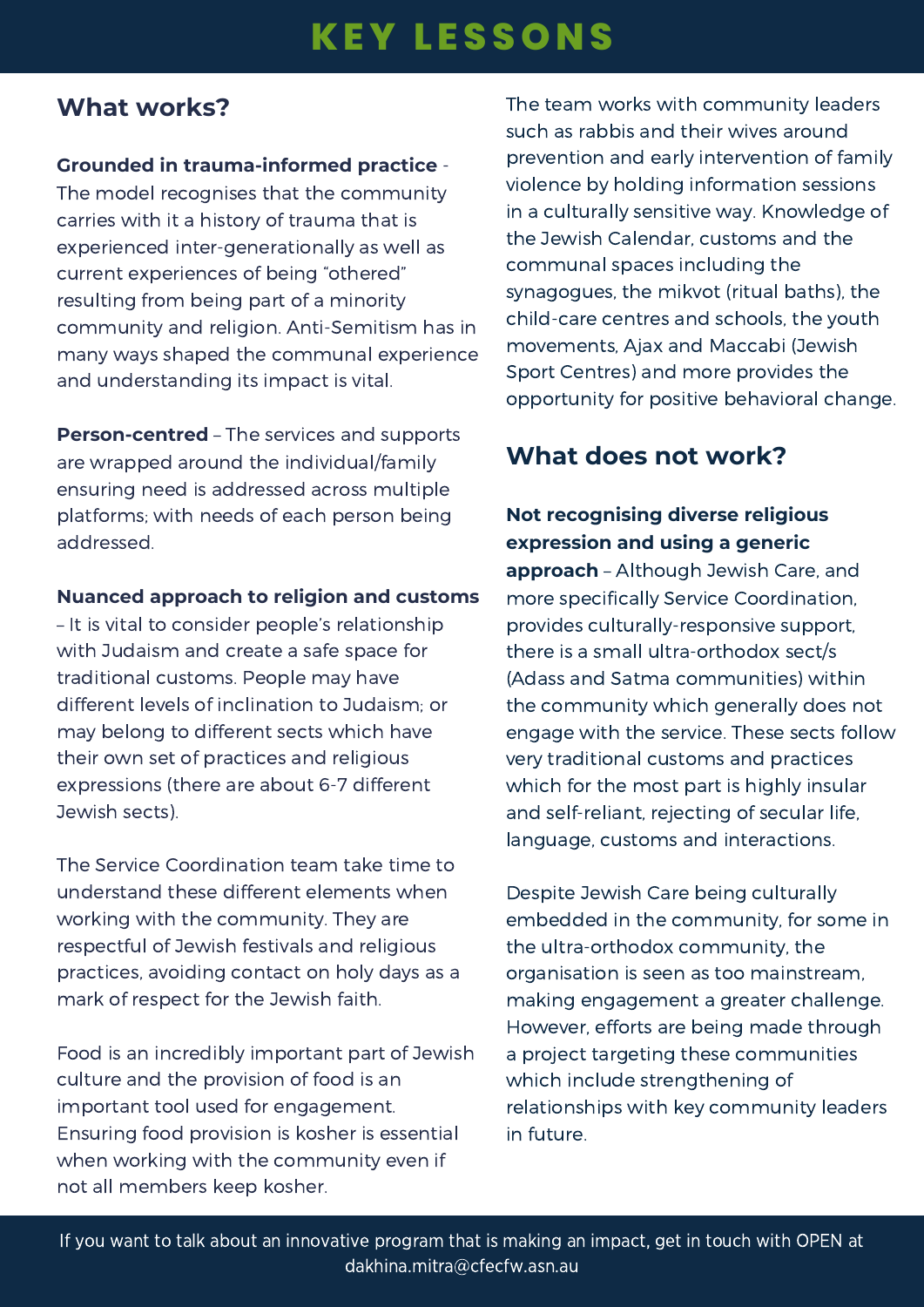# KEY LESSONS

## What works?

**Grounded in trauma-informed practice** - The model recognises that the community carries with it a history of trauma that is experienced inter-generationally as well as current experiences of being "othered" resulting from being part of a minority community and religion. Anti-Semitism has in many ways shaped the communal experience and understanding its impact is vital.

**Person-centred** – The services and supports are wrapped around the individual/family ensuring need is addressed across multiple platforms; with needs of each person being addressed.

**Nuanced approach to religion and customs** – It is vital to consider people's relationship with Judaism and create a safe space for traditional customs. People may have different levels of inclination to Judaism; or may belong to different sects which have their own set of practices and religious expressions (there are about 6-7 different Jewish sects).

The Service Coordination team take time to understand these different elements when working with the community. They are respectful of Jewish festivals and religious practices, avoiding contact on holy days as a mark of respect for the Jewish faith.

Food is an incredibly important part of Jewish culture and the provision of food is an important tool used for engagement. Ensuring food provision is kosher is essential when working with the community even if not all members keep kosher.

The team works with community leaders such as rabbis and their wives around prevention and early intervention of family violence by holding information sessions in a culturally sensitive way. Knowledge of the Jewish Calendar, customs and the communal spaces including the synagogues, the mikvot (ritual baths), the child-care centres and schools, the youth movements, Ajax and Maccabi (Jewish Sport Centres) and more provides the opportunity for positive behavioral change.

## What does not work?

**Not recognising diverse religious expression and using a generic approach** – Although Jewish Care, and more specifically Service Coordination, provides culturally-responsive support, there is a small ultra-orthodox sect/s (Adass and Satma communities) within the community which generally does not engage with the service. These sects follow very traditional customs and practices which for the most part is highly insular and self-reliant, rejecting of secular life, language, customs and interactions.

Despite Jewish Care being culturally embedded in the community, for some in the ultra-orthodox community, the organisation is seen as too mainstream, making engagement a greater challenge. However, efforts are being made through a project targeting these communities which include strengthening of relationships with key community leaders in future.

If you want to talk about an innovative program that is making an impact, get in touch with OPEN at dakhina.mitra@cfecfw.asn.au